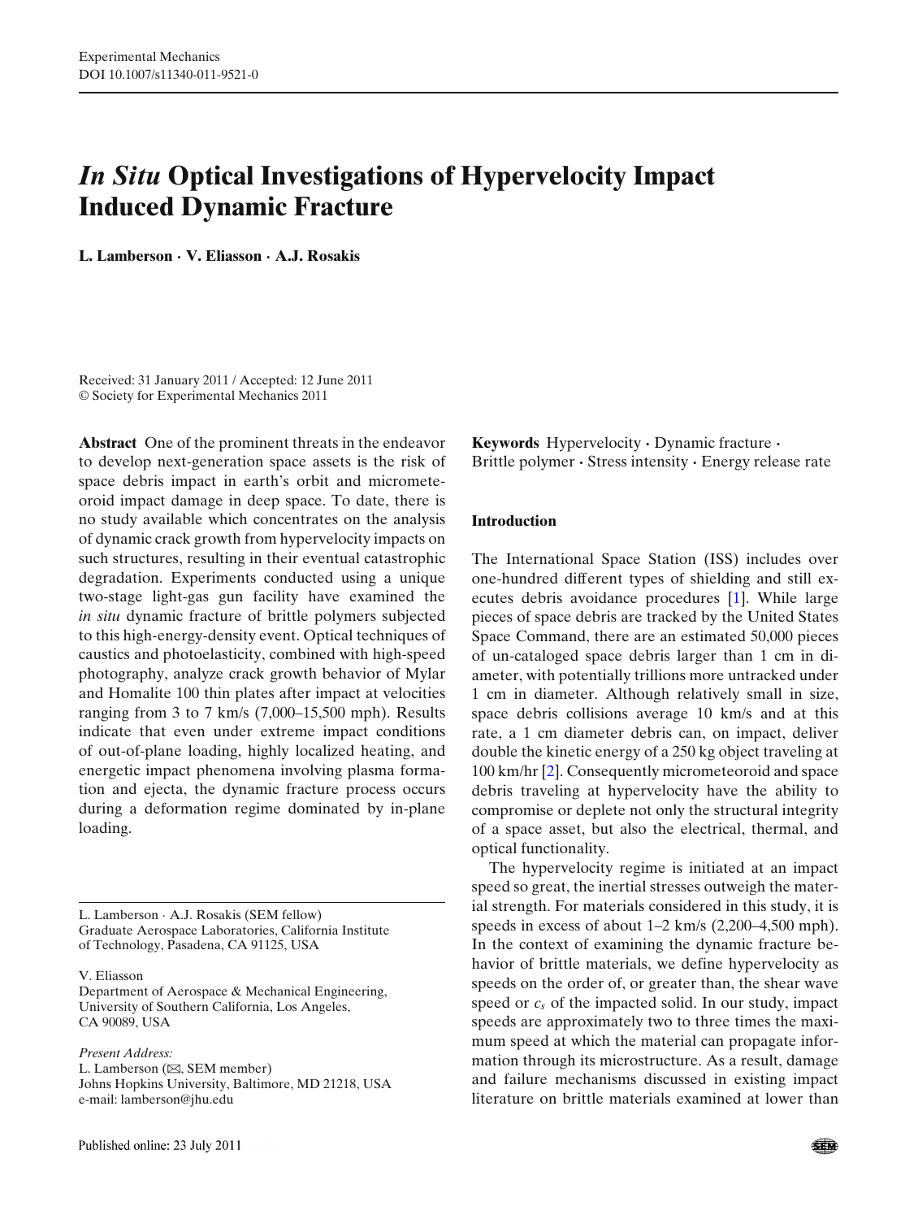Experimental Mechanics
DOI 10.1007/s11340-011-9521-0

# *In Situ* Optical Investigations of Hypervelocity Impact Induced Dynamic Fracture

**L. Lamberson · V. Eliasson · A.J. Rosakis**

Received: 31 January 2011 / Accepted: 12 June 2011
© Society for Experimental Mechanics 2011

**Abstract** One of the prominent threats in the endeavor to develop next-generation space assets is the risk of space debris impact in earth's orbit and micrometeoroid impact damage in deep space. To date, there is no study available which concentrates on the analysis of dynamic crack growth from hypervelocity impacts on such structures, resulting in their eventual catastrophic degradation. Experiments conducted using a unique two-stage light-gas gun facility have examined the *in situ* dynamic fracture of brittle polymers subjected to this high-energy-density event. Optical techniques of caustics and photoelasticity, combined with high-speed photography, analyze crack growth behavior of Mylar and Homalite 100 thin plates after impact at velocities ranging from 3 to 7 km/s (7,000–15,500 mph). Results indicate that even under extreme impact conditions of out-of-plane loading, highly localized heating, and energetic impact phenomena involving plasma formation and ejecta, the dynamic fracture process occurs during a deformation regime dominated by in-plane loading.

**Keywords** Hypervelocity · Dynamic fracture · Brittle polymer · Stress intensity · Energy release rate

L. Lamberson · A.J. Rosakis (SEM fellow)
Graduate Aerospace Laboratories, California Institute of Technology, Pasadena, CA 91125, USA

V. Eliasson
Department of Aerospace & Mechanical Engineering, University of Southern California, Los Angeles, CA 90089, USA

*Present Address:*
L. Lamberson (✉, SEM member)
Johns Hopkins University, Baltimore, MD 21218, USA
e-mail: lamberson@jhu.edu

## Introduction

The International Space Station (ISS) includes over one-hundred different types of shielding and still executes debris avoidance procedures [1]. While large pieces of space debris are tracked by the United States Space Command, there are an estimated 50,000 pieces of un-cataloged space debris larger than 1 cm in diameter, with potentially trillions more untracked under 1 cm in diameter. Although relatively small in size, space debris collisions average 10 km/s and at this rate, a 1 cm diameter debris can, on impact, deliver double the kinetic energy of a 250 kg object traveling at 100 km/hr [2]. Consequently micrometeoroid and space debris traveling at hypervelocity have the ability to compromise or deplete not only the structural integrity of a space asset, but also the electrical, thermal, and optical functionality.

The hypervelocity regime is initiated at an impact speed so great, the inertial stresses outweigh the material strength. For materials considered in this study, it is speeds in excess of about 1–2 km/s (2,200–4,500 mph). In the context of examining the dynamic fracture behavior of brittle materials, we define hypervelocity as speeds on the order of, or greater than, the shear wave speed or $c_s$ of the impacted solid. In our study, impact speeds are approximately two to three times the maximum speed at which the material can propagate information through its microstructure. As a result, damage and failure mechanisms discussed in existing impact literature on brittle materials examined at lower than

Published online: 23 July 2011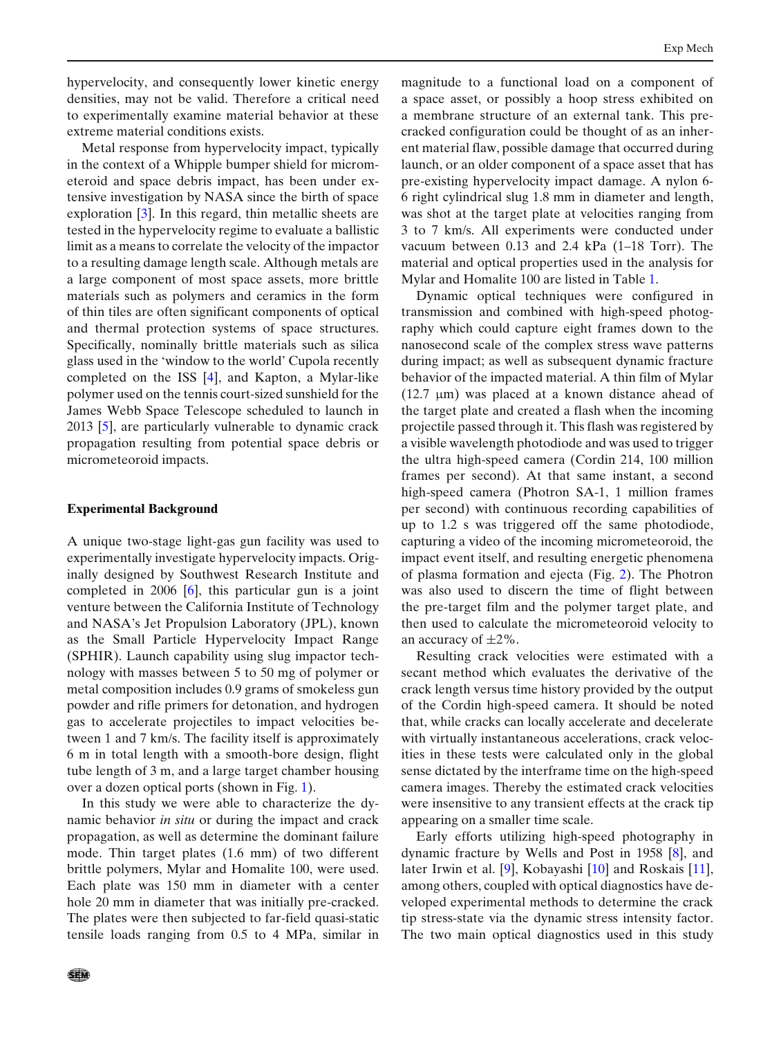hypervelocity, and consequently lower kinetic energy densities, may not be valid. Therefore a critical need to experimentally examine material behavior at these extreme material conditions exists.

Metal response from hypervelocity impact, typically in the context of a Whipple bumper shield for micrometeoroid and space debris impact, has been under extensive investigation by NASA since the birth of space exploration [3]. In this regard, thin metallic sheets are tested in the hypervelocity regime to evaluate a ballistic limit as a means to correlate the velocity of the impactor to a resulting damage length scale. Although metals are a large component of most space assets, more brittle materials such as polymers and ceramics in the form of thin tiles are often significant components of optical and thermal protection systems of space structures. Specifically, nominally brittle materials such as silica glass used in the 'window to the world' Cupola recently completed on the ISS [4], and Kapton, a Mylar-like polymer used on the tennis court-sized sunshield for the James Webb Space Telescope scheduled to launch in 2013 [5], are particularly vulnerable to dynamic crack propagation resulting from potential space debris or micrometeoroid impacts.

## Experimental Background

A unique two-stage light-gas gun facility was used to experimentally investigate hypervelocity impacts. Originally designed by Southwest Research Institute and completed in 2006 [6], this particular gun is a joint venture between the California Institute of Technology and NASA's Jet Propulsion Laboratory (JPL), known as the Small Particle Hypervelocity Impact Range (SPHIR). Launch capability using slug impactor technology with masses between 5 to 50 mg of polymer or metal composition includes 0.9 grams of smokeless gun powder and rifle primers for detonation, and hydrogen gas to accelerate projectiles to impact velocities between 1 and 7 km/s. The facility itself is approximately 6 m in total length with a smooth-bore design, flight tube length of 3 m, and a large target chamber housing over a dozen optical ports (shown in Fig. 1).

In this study we were able to characterize the dynamic behavior *in situ* or during the impact and crack propagation, as well as determine the dominant failure mode. Thin target plates (1.6 mm) of two different brittle polymers, Mylar and Homalite 100, were used. Each plate was 150 mm in diameter with a center hole 20 mm in diameter that was initially pre-cracked. The plates were then subjected to far-field quasi-static tensile loads ranging from 0.5 to 4 MPa, similar in magnitude to a functional load on a component of a space asset, or possibly a hoop stress exhibited on a membrane structure of an external tank. This pre-cracked configuration could be thought of as an inherent material flaw, possible damage that occurred during launch, or an older component of a space asset that has pre-existing hypervelocity impact damage. A nylon 6-6 right cylindrical slug 1.8 mm in diameter and length, was shot at the target plate at velocities ranging from 3 to 7 km/s. All experiments were conducted under vacuum between 0.13 and 2.4 kPa (1–18 Torr). The material and optical properties used in the analysis for Mylar and Homalite 100 are listed in Table 1.

Dynamic optical techniques were configured in transmission and combined with high-speed photography which could capture eight frames down to the nanosecond scale of the complex stress wave patterns during impact; as well as subsequent dynamic fracture behavior of the impacted material. A thin film of Mylar (12.7 μm) was placed at a known distance ahead of the target plate and created a flash when the incoming projectile passed through it. This flash was registered by a visible wavelength photodiode and was used to trigger the ultra high-speed camera (Cordin 214, 100 million frames per second). At that same instant, a second high-speed camera (Photron SA-1, 1 million frames per second) with continuous recording capabilities of up to 1.2 s was triggered off the same photodiode, capturing a video of the incoming micrometeoroid, the impact event itself, and resulting energetic phenomena of plasma formation and ejecta (Fig. 2). The Photron was also used to discern the time of flight between the pre-target film and the polymer target plate, and then used to calculate the micrometeoroid velocity to an accuracy of ±2%.

Resulting crack velocities were estimated with a secant method which evaluates the derivative of the crack length versus time history provided by the output of the Cordin high-speed camera. It should be noted that, while cracks can locally accelerate and decelerate with virtually instantaneous accelerations, crack velocities in these tests were calculated only in the global sense dictated by the interframe time on the high-speed camera images. Thereby the estimated crack velocities were insensitive to any transient effects at the crack tip appearing on a smaller time scale.

Early efforts utilizing high-speed photography in dynamic fracture by Wells and Post in 1958 [8], and later Irwin et al. [9], Kobayashi [10] and Roskais [11], among others, coupled with optical diagnostics have developed experimental methods to determine the crack tip stress-state via the dynamic stress intensity factor. The two main optical diagnostics used in this study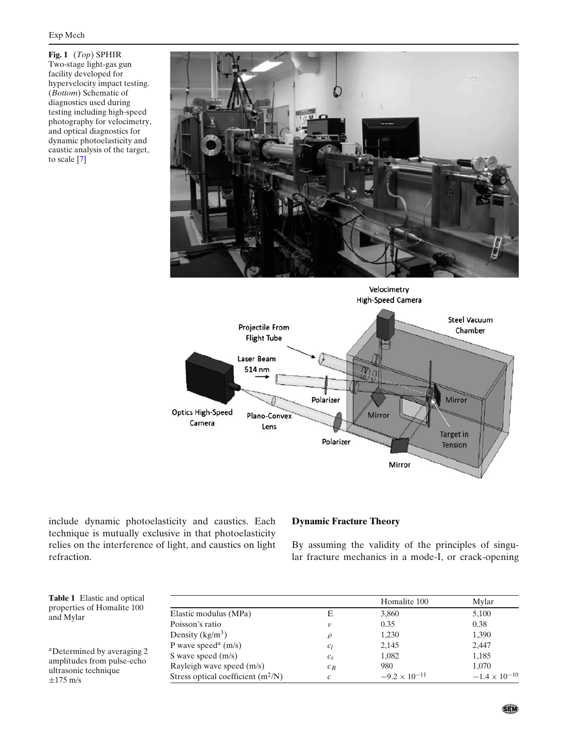**Fig. 1** (*Top*) SPHIR Two-stage light-gas gun facility developed for hypervelocity impact testing. (*Bottom*) Schematic of diagnostics used during testing including high-speed photography for velocimetry, and optical diagnostics for dynamic photoelasticity and caustic analysis of the target, to scale [7]

include dynamic photoelasticity and caustics. Each technique is mutually exclusive in that photoelasticity relies on the interference of light, and caustics on light refraction.

## Dynamic Fracture Theory

By assuming the validity of the principles of singular fracture mechanics in a mode-I, or crack-opening

**Table 1** Elastic and optical properties of Homalite 100 and Mylar

| | | Homalite 100 | Mylar |
|---|---|---|---|
| Elastic modulus (MPa) | E | 3,860 | 5,100 |
| Poisson's ratio | $\nu$ | 0.35 | 0.38 |
| Density (kg/m$^3$) | $\rho$ | 1,230 | 1,390 |
| P wave speed[a] (m/s) | $c_l$ | 2,145 | 2,447 |
| S wave speed (m/s) | $c_s$ | 1,082 | 1,185 |
| Rayleigh wave speed (m/s) | $c_R$ | 980 | 1,070 |
| Stress optical coefficient (m$^2$/N) | $c$ | $-9.2 \times 10^{-11}$ | $-1.4 \times 10^{-10}$ |

[a]Determined by averaging 2 amplitudes from pulse-echo ultrasonic technique ±175 m/s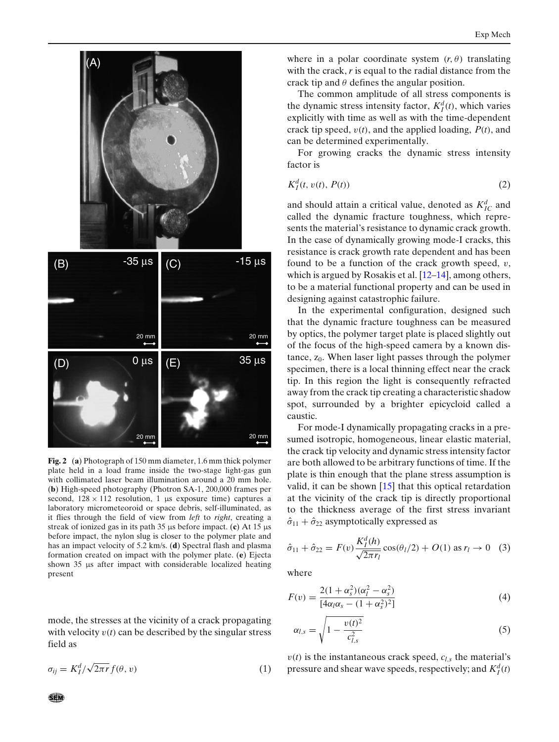Fig. 2 (**a**) Photograph of 150 mm diameter, 1.6 mm thick polymer plate held in a load frame inside the two-stage light-gas gun with collimated laser beam illumination around a 20 mm hole. (**b**) High-speed photography (Photron SA-1, 200,000 frames per second, 128 × 112 resolution, 1 μs exposure time) captures a laboratory micrometeoroid or space debris, self-illuminated, as it flies through the field of view from *left* to *right*, creating a streak of ionized gas in its path 35 μs before impact. (**c**) At 15 μs before impact, the nylon slug is closer to the polymer plate and has an impact velocity of 5.2 km/s. (**d**) Spectral flash and plasma formation created on impact with the polymer plate. (**e**) Ejecta shown 35 μs after impact with considerable localized heating present

mode, the stresses at the vicinity of a crack propagating with velocity $v(t)$ can be described by the singular stress field as

$$\sigma_{ij} = K_I^d / \sqrt{2\pi r}\, f(\theta, v) \tag{1}$$

where in a polar coordinate system $(r, \theta)$ translating with the crack, $r$ is equal to the radial distance from the crack tip and $\theta$ defines the angular position.

The common amplitude of all stress components is the dynamic stress intensity factor, $K_I^d(t)$, which varies explicitly with time as well as with the time-dependent crack tip speed, $v(t)$, and the applied loading, $P(t)$, and can be determined experimentally.

For growing cracks the dynamic stress intensity factor is

$$K_I^d(t, v(t), P(t)) \tag{2}$$

and should attain a critical value, denoted as $K_{IC}^d$ and called the dynamic fracture toughness, which represents the material's resistance to dynamic crack growth. In the case of dynamically growing mode-I cracks, this resistance is crack growth rate dependent and has been found to be a function of the crack growth speed, $v$, which is argued by Rosakis et al. [12–14], among others, to be a material functional property and can be used in designing against catastrophic failure.

In the experimental configuration, designed such that the dynamic fracture toughness can be measured by optics, the polymer target plate is placed slightly out of the focus of the high-speed camera by a known distance, $z_0$. When laser light passes through the polymer specimen, there is a local thinning effect near the crack tip. In this region the light is consequently refracted away from the crack tip creating a characteristic shadow spot, surrounded by a brighter epicycloid called a caustic.

For mode-I dynamically propagating cracks in a presumed isotropic, homogeneous, linear elastic material, the crack tip velocity and dynamic stress intensity factor are both allowed to be arbitrary functions of time. If the plate is thin enough that the plane stress assumption is valid, it can be shown [15] that this optical retardation at the vicinity of the crack tip is directly proportional to the thickness average of the first stress invariant $\hat{\sigma}_{11} + \hat{\sigma}_{22}$ asymptotically expressed as

$$\hat{\sigma}_{11} + \hat{\sigma}_{22} = F(v) \frac{K_I^d(h)}{\sqrt{2\pi r_l}} \cos(\theta_l/2) + O(1) \text{ as } r_l \to 0 \tag{3}$$

where

$$F(v) = \frac{2(1+\alpha_s^2)(\alpha_l^2 - \alpha_s^2)}{[4\alpha_l\alpha_s - (1+\alpha_s^2)^2]} \tag{4}$$

$$\alpha_{l,s} = \sqrt{1 - \frac{v(t)^2}{c_{l,s}^2}} \tag{5}$$

$v(t)$ is the instantaneous crack speed, $c_{l,s}$ the material's pressure and shear wave speeds, respectively; and $K_I^d(t)$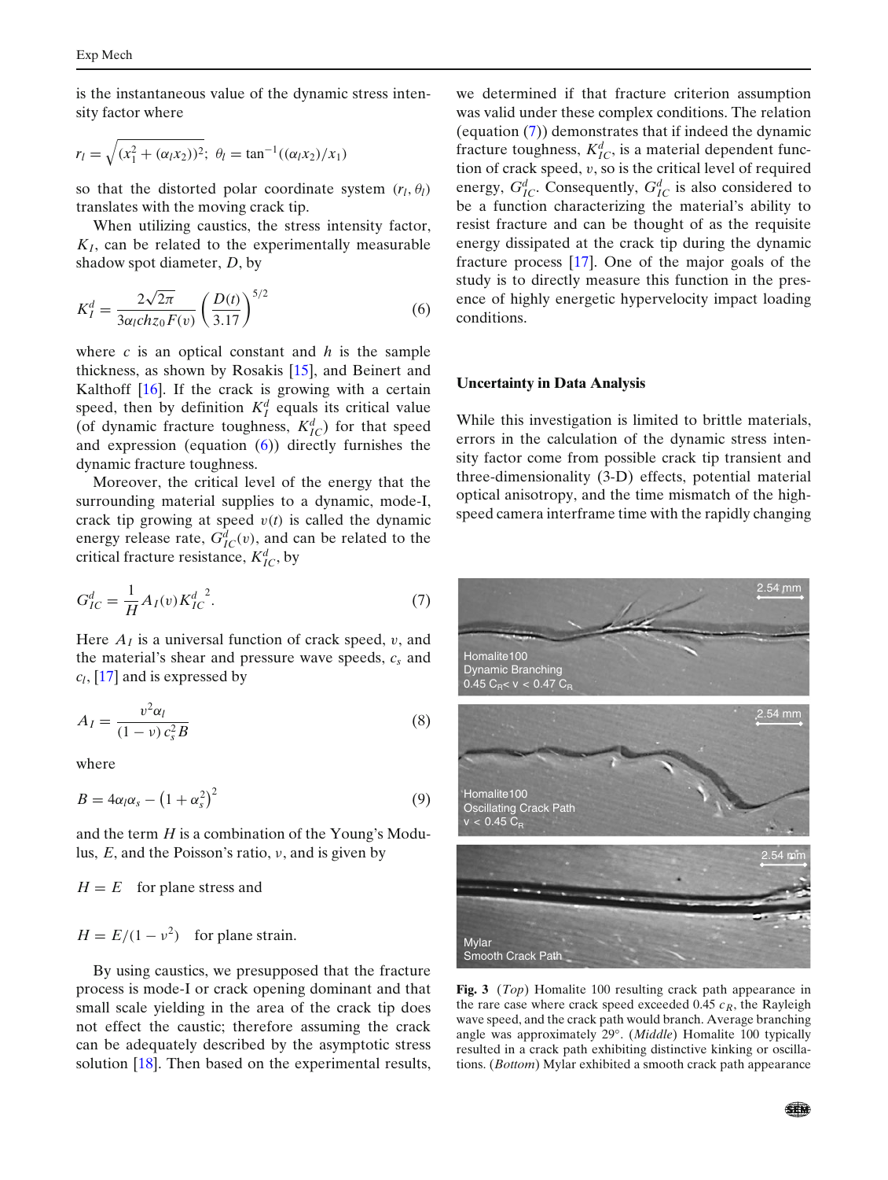is the instantaneous value of the dynamic stress intensity factor where

$$r_l = \sqrt{(x_1^2 + (\alpha_l x_2))^2};\ \theta_l = \tan^{-1}((\alpha_l x_2)/x_1)$$

so that the distorted polar coordinate system $(r_l, \theta_l)$ translates with the moving crack tip.

When utilizing caustics, the stress intensity factor, $K_I$, can be related to the experimentally measurable shadow spot diameter, $D$, by

$$K_I^d = \frac{2\sqrt{2\pi}}{3\alpha_l chz_0 F(v)} \left(\frac{D(t)}{3.17}\right)^{5/2} \tag{6}$$

where $c$ is an optical constant and $h$ is the sample thickness, as shown by Rosakis [15], and Beinert and Kalthoff [16]. If the crack is growing with a certain speed, then by definition $K_I^d$ equals its critical value (of dynamic fracture toughness, $K_{IC}^d$) for that speed and expression (equation (6)) directly furnishes the dynamic fracture toughness.

Moreover, the critical level of the energy that the surrounding material supplies to a dynamic, mode-I, crack tip growing at speed $v(t)$ is called the dynamic energy release rate, $G_{IC}^d(v)$, and can be related to the critical fracture resistance, $K_{IC}^d$, by

$$G_{IC}^d = \frac{1}{H} A_I(v) {K_{IC}^d}^2. \tag{7}$$

Here $A_I$ is a universal function of crack speed, $v$, and the material's shear and pressure wave speeds, $c_s$ and $c_l$, [17] and is expressed by

$$A_I = \frac{v^2 \alpha_l}{(1-\nu)\, c_s^2 B} \tag{8}$$

where

$$B = 4\alpha_l \alpha_s - \left(1 + \alpha_s^2\right)^2 \tag{9}$$

and the term $H$ is a combination of the Young's Modulus, $E$, and the Poisson's ratio, $\nu$, and is given by

$H = E$ for plane stress and

$H = E/(1-\nu^2)$ for plane strain.

By using caustics, we presupposed that the fracture process is mode-I or crack opening dominant and that small scale yielding in the area of the crack tip does not effect the caustic; therefore assuming the crack can be adequately described by the asymptotic stress solution [18]. Then based on the experimental results, we determined if that fracture criterion assumption was valid under these complex conditions. The relation (equation (7)) demonstrates that if indeed the dynamic fracture toughness, $K_{IC}^d$, is a material dependent function of crack speed, $v$, so is the critical level of required energy, $G_{IC}^d$. Consequently, $G_{IC}^d$ is also considered to be a function characterizing the material's ability to resist fracture and can be thought of as the requisite energy dissipated at the crack tip during the dynamic fracture process [17]. One of the major goals of the study is to directly measure this function in the presence of highly energetic hypervelocity impact loading conditions.

## Uncertainty in Data Analysis

While this investigation is limited to brittle materials, errors in the calculation of the dynamic stress intensity factor come from possible crack tip transient and three-dimensionality (3-D) effects, potential material optical anisotropy, and the time mismatch of the high-speed camera interframe time with the rapidly changing

**Fig. 3** (*Top*) Homalite 100 resulting crack path appearance in the rare case where crack speed exceeded 0.45 $c_R$, the Rayleigh wave speed, and the crack path would branch. Average branching angle was approximately 29°. (*Middle*) Homalite 100 typically resulted in a crack path exhibiting distinctive kinking or oscillations. (*Bottom*) Mylar exhibited a smooth crack path appearance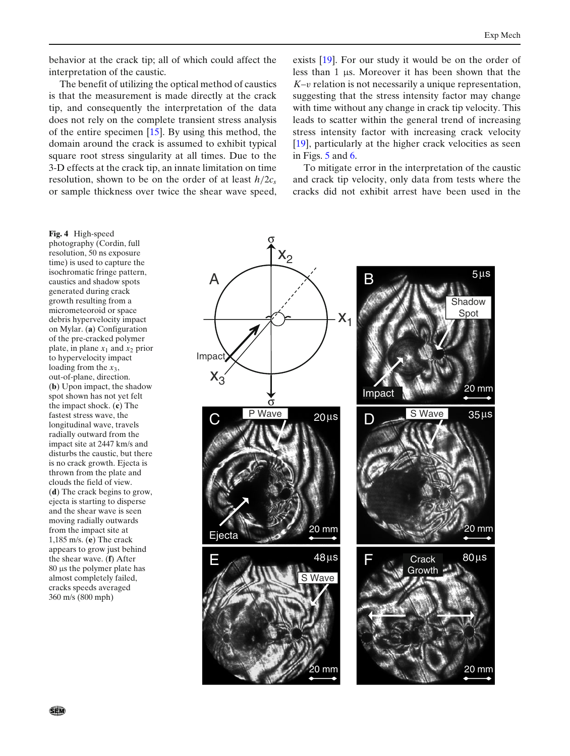behavior at the crack tip; all of which could affect the interpretation of the caustic.

The benefit of utilizing the optical method of caustics is that the measurement is made directly at the crack tip, and consequently the interpretation of the data does not rely on the complete transient stress analysis of the entire specimen [15]. By using this method, the domain around the crack is assumed to exhibit typical square root stress singularity at all times. Due to the 3-D effects at the crack tip, an innate limitation on time resolution, shown to be on the order of at least $h/2c_s$ or sample thickness over twice the shear wave speed, exists [19]. For our study it would be on the order of less than 1 μs. Moreover it has been shown that the $K$–$v$ relation is not necessarily a unique representation, suggesting that the stress intensity factor may change with time without any change in crack tip velocity. This leads to scatter within the general trend of increasing stress intensity factor with increasing crack velocity [19], particularly at the higher crack velocities as seen in Figs. 5 and 6.

To mitigate error in the interpretation of the caustic and crack tip velocity, only data from tests where the cracks did not exhibit arrest have been used in the

**Fig. 4** High-speed photography (Cordin, full resolution, 50 ns exposure time) is used to capture the isochromatic fringe pattern, caustics and shadow spots generated during crack growth resulting from a micrometeoroid or space debris hypervelocity impact on Mylar. (**a**) Configuration of the pre-cracked polymer plate, in plane $x_1$ and $x_2$ prior to hypervelocity impact loading from the $x_3$, out-of-plane, direction. (**b**) Upon impact, the shadow spot shown has not yet felt the impact shock. (**c**) The fastest stress wave, the longitudinal wave, travels radially outward from the impact site at 2447 km/s and disturbs the caustic, but there is no crack growth. Ejecta is thrown from the plate and clouds the field of view. (**d**) The crack begins to grow, ejecta is starting to disperse and the shear wave is seen moving radially outwards from the impact site at 1,185 m/s. (**e**) The crack appears to grow just behind the shear wave. (**f**) After 80 μs the polymer plate has almost completely failed, cracks speeds averaged 360 m/s (800 mph)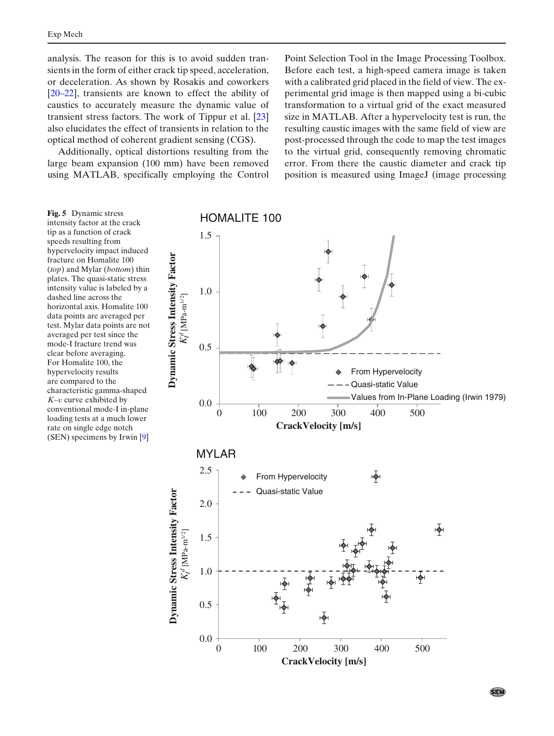analysis. The reason for this is to avoid sudden transients in the form of either crack tip speed, acceleration, or deceleration. As shown by Rosakis and coworkers [20–22], transients are known to effect the ability of caustics to accurately measure the dynamic value of transient stress factors. The work of Tippur et al. [23] also elucidates the effect of transients in relation to the optical method of coherent gradient sensing (CGS).

Additionally, optical distortions resulting from the large beam expansion (100 mm) have been removed using MATLAB, specifically employing the Control Point Selection Tool in the Image Processing Toolbox. Before each test, a high-speed camera image is taken with a calibrated grid placed in the field of view. The experimental grid image is then mapped using a bi-cubic transformation to a virtual grid of the exact measured size in MATLAB. After a hypervelocity test is run, the resulting caustic images with the same field of view are post-processed through the code to map the test images to the virtual grid, consequently removing chromatic error. From there the caustic diameter and crack tip position is measured using ImageJ (image processing

**Fig. 5** Dynamic stress intensity factor at the crack tip as a function of crack speeds resulting from hypervelocity impact induced fracture on Homalite 100 (*top*) and Mylar (*bottom*) thin plates. The quasi-static stress intensity value is labeled by a dashed line across the horizontal axis. Homalite 100 data points are averaged per test. Mylar data points are not averaged per test since the mode-I fracture trend was clear before averaging. For Homalite 100, the hypervelocity results are compared to the characteristic gamma-shaped $K$–$v$ curve exhibited by conventional mode-I in-plane loading tests at a much lower rate on single edge notch (SEN) specimens by Irwin [9]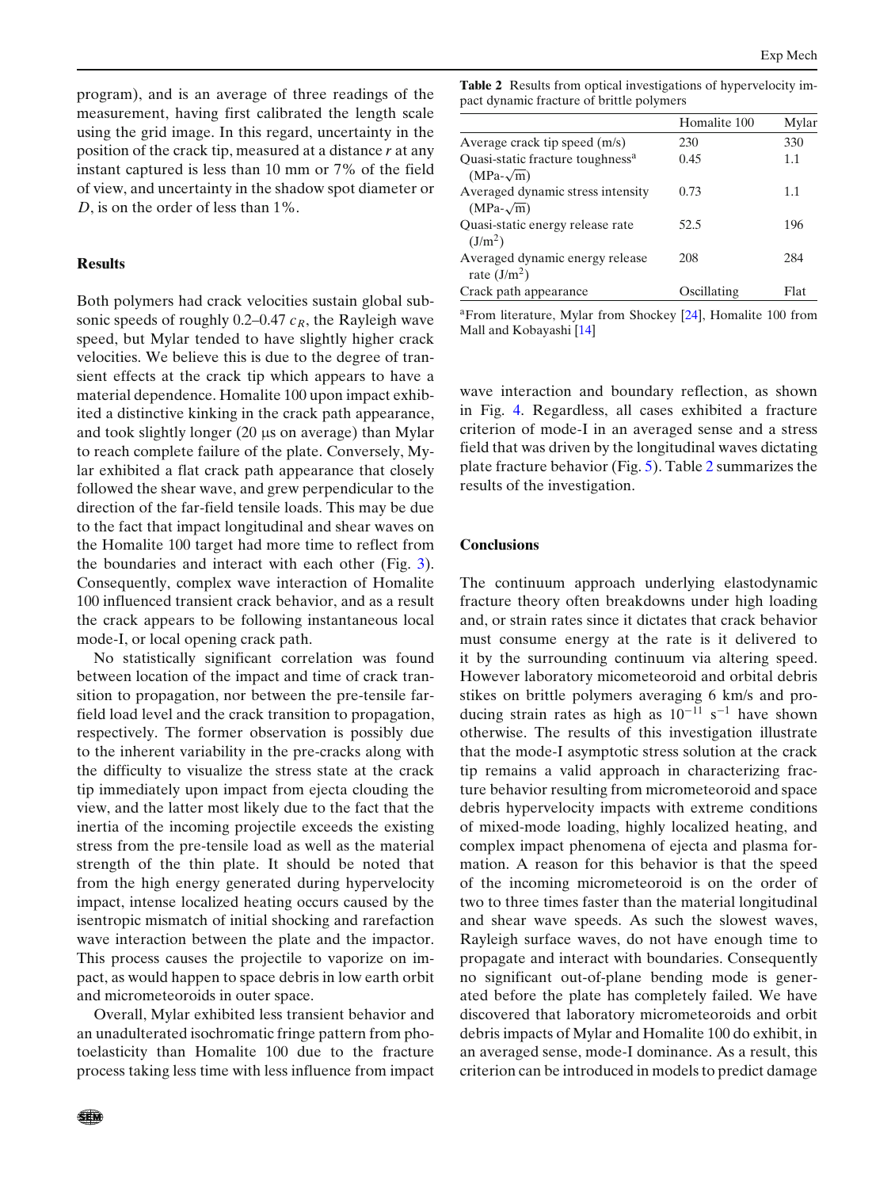program), and is an average of three readings of the measurement, having first calibrated the length scale using the grid image. In this regard, uncertainty in the position of the crack tip, measured at a distance $r$ at any instant captured is less than 10 mm or 7% of the field of view, and uncertainty in the shadow spot diameter or $D$, is on the order of less than 1%.

## Results

Both polymers had crack velocities sustain global subsonic speeds of roughly 0.2–0.47 $c_R$, the Rayleigh wave speed, but Mylar tended to have slightly higher crack velocities. We believe this is due to the degree of transient effects at the crack tip which appears to have a material dependence. Homalite 100 upon impact exhibited a distinctive kinking in the crack path appearance, and took slightly longer (20 μs on average) than Mylar to reach complete failure of the plate. Conversely, Mylar exhibited a flat crack path appearance that closely followed the shear wave, and grew perpendicular to the direction of the far-field tensile loads. This may be due to the fact that impact longitudinal and shear waves on the Homalite 100 target had more time to reflect from the boundaries and interact with each other (Fig. 3). Consequently, complex wave interaction of Homalite 100 influenced transient crack behavior, and as a result the crack appears to be following instantaneous local mode-I, or local opening crack path.

No statistically significant correlation was found between location of the impact and time of crack transition to propagation, nor between the pre-tensile far-field load level and the crack transition to propagation, respectively. The former observation is possibly due to the inherent variability in the pre-cracks along with the difficulty to visualize the stress state at the crack tip immediately upon impact from ejecta clouding the view, and the latter most likely due to the fact that the inertia of the incoming projectile exceeds the existing stress from the pre-tensile load as well as the material strength of the thin plate. It should be noted that from the high energy generated during hypervelocity impact, intense localized heating occurs caused by the isentropic mismatch of initial shocking and rarefaction wave interaction between the plate and the impactor. This process causes the projectile to vaporize on impact, as would happen to space debris in low earth orbit and micrometeoroids in outer space.

Overall, Mylar exhibited less transient behavior and an unadulterated isochromatic fringe pattern from photoelasticity than Homalite 100 due to the fracture process taking less time with less influence from impact wave interaction and boundary reflection, as shown in Fig. 4. Regardless, all cases exhibited a fracture criterion of mode-I in an averaged sense and a stress field that was driven by the longitudinal waves dictating plate fracture behavior (Fig. 5). Table 2 summarizes the results of the investigation.

**Table 2** Results from optical investigations of hypervelocity impact dynamic fracture of brittle polymers

| | Homalite 100 | Mylar |
|---|---|---|
| Average crack tip speed (m/s) | 230 | 330 |
| Quasi-static fracture toughness[a] (MPa-$\sqrt{\text{m}}$) | 0.45 | 1.1 |
| Averaged dynamic stress intensity (MPa-$\sqrt{\text{m}}$) | 0.73 | 1.1 |
| Quasi-static energy release rate (J/m$^2$) | 52.5 | 196 |
| Averaged dynamic energy release rate (J/m$^2$) | 208 | 284 |
| Crack path appearance | Oscillating | Flat |

[a]From literature, Mylar from Shockey [24], Homalite 100 from Mall and Kobayashi [14]

## Conclusions

The continuum approach underlying elastodynamic fracture theory often breakdowns under high loading and, or strain rates since it dictates that crack behavior must consume energy at the rate is it delivered to it by the surrounding continuum via altering speed. However laboratory micometeoroid and orbital debris stikes on brittle polymers averaging 6 km/s and producing strain rates as high as $10^{-11}$ s$^{-1}$ have shown otherwise. The results of this investigation illustrate that the mode-I asymptotic stress solution at the crack tip remains a valid approach in characterizing fracture behavior resulting from micrometeoroid and space debris hypervelocity impacts with extreme conditions of mixed-mode loading, highly localized heating, and complex impact phenomena of ejecta and plasma formation. A reason for this behavior is that the speed of the incoming micrometeoroid is on the order of two to three times faster than the material longitudinal and shear wave speeds. As such the slowest waves, Rayleigh surface waves, do not have enough time to propagate and interact with boundaries. Consequently no significant out-of-plane bending mode is generated before the plate has completely failed. We have discovered that laboratory micrometeoroids and orbit debris impacts of Mylar and Homalite 100 do exhibit, in an averaged sense, mode-I dominance. As a result, this criterion can be introduced in models to predict damage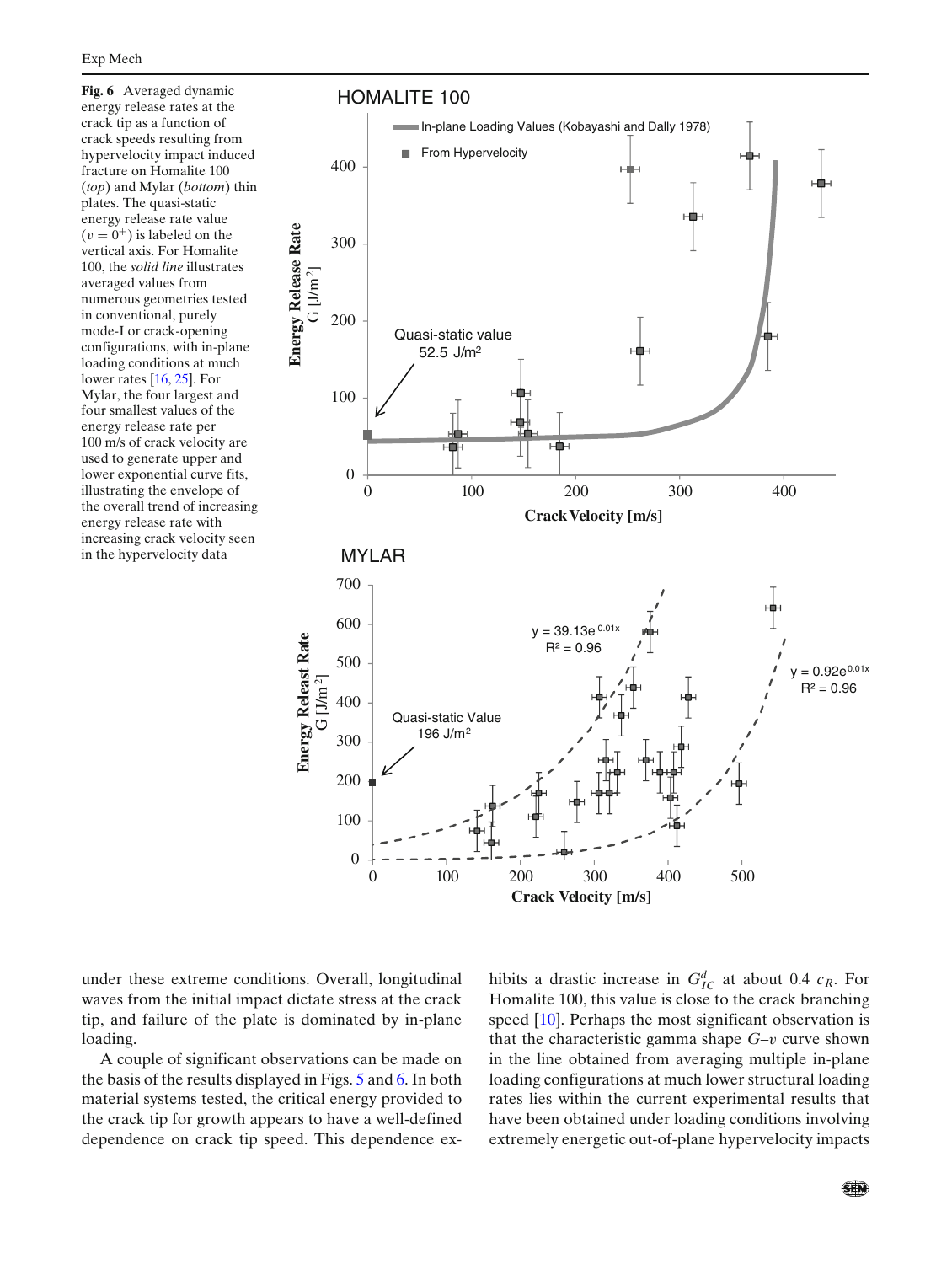**Fig. 6** Averaged dynamic energy release rates at the crack tip as a function of crack speeds resulting from hypervelocity impact induced fracture on Homalite 100 (*top*) and Mylar (*bottom*) thin plates. The quasi-static energy release rate value ($v = 0^+$) is labeled on the vertical axis. For Homalite 100, the *solid line* illustrates averaged values from numerous geometries tested in conventional, purely mode-I or crack-opening configurations, with in-plane loading conditions at much lower rates [16, 25]. For Mylar, the four largest and four smallest values of the energy release rate per 100 m/s of crack velocity are used to generate upper and lower exponential curve fits, illustrating the envelope of the overall trend of increasing energy release rate with increasing crack velocity seen in the hypervelocity data

under these extreme conditions. Overall, longitudinal waves from the initial impact dictate stress at the crack tip, and failure of the plate is dominated by in-plane loading.

A couple of significant observations can be made on the basis of the results displayed in Figs. 5 and 6. In both material systems tested, the critical energy provided to the crack tip for growth appears to have a well-defined dependence on crack tip speed. This dependence exhibits a drastic increase in $G_{IC}^{d}$ at about 0.4 $c_R$. For Homalite 100, this value is close to the crack branching speed [10]. Perhaps the most significant observation is that the characteristic gamma shape $G$–$v$ curve shown in the line obtained from averaging multiple in-plane loading configurations at much lower structural loading rates lies within the current experimental results that have been obtained under loading conditions involving extremely energetic out-of-plane hypervelocity impacts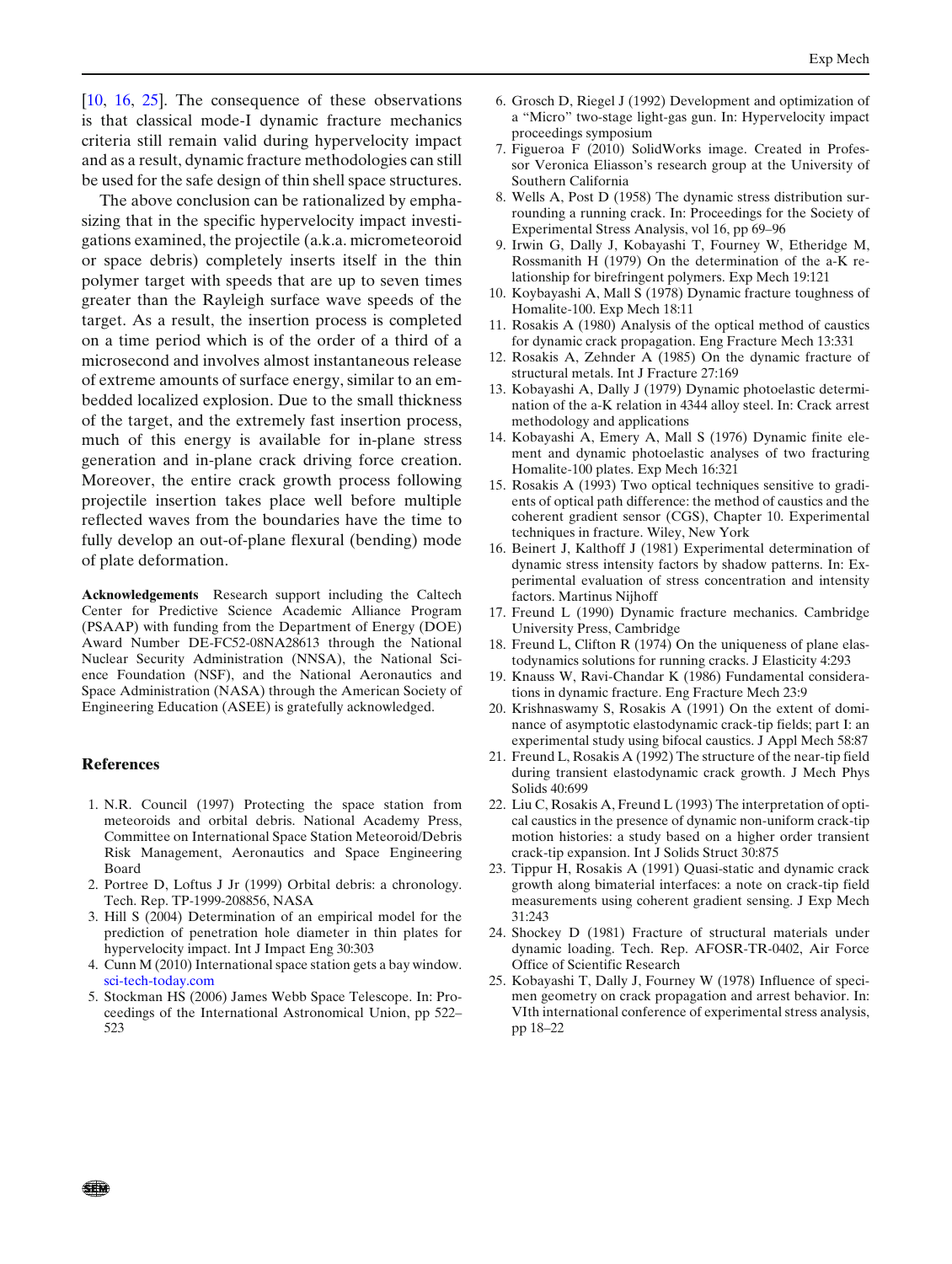[10, 16, 25]. The consequence of these observations is that classical mode-I dynamic fracture mechanics criteria still remain valid during hypervelocity impact and as a result, dynamic fracture methodologies can still be used for the safe design of thin shell space structures.

The above conclusion can be rationalized by emphasizing that in the specific hypervelocity impact investigations examined, the projectile (a.k.a. micrometeoroid or space debris) completely inserts itself in the thin polymer target with speeds that are up to seven times greater than the Rayleigh surface wave speeds of the target. As a result, the insertion process is completed on a time period which is of the order of a third of a microsecond and involves almost instantaneous release of extreme amounts of surface energy, similar to an embedded localized explosion. Due to the small thickness of the target, and the extremely fast insertion process, much of this energy is available for in-plane stress generation and in-plane crack driving force creation. Moreover, the entire crack growth process following projectile insertion takes place well before multiple reflected waves from the boundaries have the time to fully develop an out-of-plane flexural (bending) mode of plate deformation.

**Acknowledgements** Research support including the Caltech Center for Predictive Science Academic Alliance Program (PSAAP) with funding from the Department of Energy (DOE) Award Number DE-FC52-08NA28613 through the National Nuclear Security Administration (NNSA), the National Science Foundation (NSF), and the National Aeronautics and Space Administration (NASA) through the American Society of Engineering Education (ASEE) is gratefully acknowledged.

## References

1. N.R. Council (1997) Protecting the space station from meteoroids and orbital debris. National Academy Press, Committee on International Space Station Meteoroid/Debris Risk Management, Aeronautics and Space Engineering Board
2. Portree D, Loftus J Jr (1999) Orbital debris: a chronology. Tech. Rep. TP-1999-208856, NASA
3. Hill S (2004) Determination of an empirical model for the prediction of penetration hole diameter in thin plates for hypervelocity impact. Int J Impact Eng 30:303
4. Cunn M (2010) International space station gets a bay window. sci-tech-today.com
5. Stockman HS (2006) James Webb Space Telescope. In: Proceedings of the International Astronomical Union, pp 522–523
6. Grosch D, Riegel J (1992) Development and optimization of a "Micro" two-stage light-gas gun. In: Hypervelocity impact proceedings symposium
7. Figueroa F (2010) SolidWorks image. Created in Professor Veronica Eliasson's research group at the University of Southern California
8. Wells A, Post D (1958) The dynamic stress distribution surrounding a running crack. In: Proceedings for the Society of Experimental Stress Analysis, vol 16, pp 69–96
9. Irwin G, Dally J, Kobayashi T, Fourney W, Etheridge M, Rossmanith H (1979) On the determination of the a-K relationship for birefringent polymers. Exp Mech 19:121
10. Koybayashi A, Mall S (1978) Dynamic fracture toughness of Homalite-100. Exp Mech 18:11
11. Rosakis A (1980) Analysis of the optical method of caustics for dynamic crack propagation. Eng Fracture Mech 13:331
12. Rosakis A, Zehnder A (1985) On the dynamic fracture of structural metals. Int J Fracture 27:169
13. Kobayashi A, Dally J (1979) Dynamic photoelastic determination of the a-K relation in 4344 alloy steel. In: Crack arrest methodology and applications
14. Kobayashi A, Emery A, Mall S (1976) Dynamic finite element and dynamic photoelastic analyses of two fracturing Homalite-100 plates. Exp Mech 16:321
15. Rosakis A (1993) Two optical techniques sensitive to gradients of optical path difference: the method of caustics and the coherent gradient sensor (CGS), Chapter 10. Experimental techniques in fracture. Wiley, New York
16. Beinert J, Kalthoff J (1981) Experimental determination of dynamic stress intensity factors by shadow patterns. In: Experimental evaluation of stress concentration and intensity factors. Martinus Nijhoff
17. Freund L (1990) Dynamic fracture mechanics. Cambridge University Press, Cambridge
18. Freund L, Clifton R (1974) On the uniqueness of plane elastodynamics solutions for running cracks. J Elasticity 4:293
19. Knauss W, Ravi-Chandar K (1986) Fundamental considerations in dynamic fracture. Eng Fracture Mech 23:9
20. Krishnaswamy S, Rosakis A (1991) On the extent of dominance of asymptotic elastodynamic crack-tip fields; part I: an experimental study using bifocal caustics. J Appl Mech 58:87
21. Freund L, Rosakis A (1992) The structure of the near-tip field during transient elastodynamic crack growth. J Mech Phys Solids 40:699
22. Liu C, Rosakis A, Freund L (1993) The interpretation of optical caustics in the presence of dynamic non-uniform crack-tip motion histories: a study based on a higher order transient crack-tip expansion. Int J Solids Struct 30:875
23. Tippur H, Rosakis A (1991) Quasi-static and dynamic crack growth along bimaterial interfaces: a note on crack-tip field measurements using coherent gradient sensing. J Exp Mech 31:243
24. Shockey D (1981) Fracture of structural materials under dynamic loading. Tech. Rep. AFOSR-TR-0402, Air Force Office of Scientific Research
25. Kobayashi T, Dally J, Fourney W (1978) Influence of specimen geometry on crack propagation and arrest behavior. In: VIth international conference of experimental stress analysis, pp 18–22